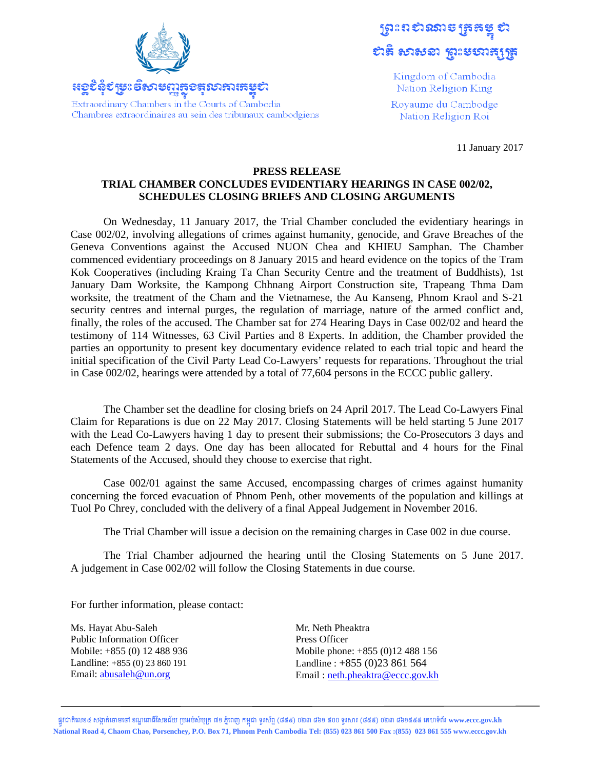អង្គជំនុំជម្រះវិសាមញ្ញក្នុងតុលាការកម្ពុជា
Extraordinary Chambers in the Courts of Cambodia
Chambres extraordinaires au sein des tribunaux cambodgiens

ព្រះរាជាណាចក្រកម្ពុជា
ជាតិ សាសនា ព្រះមហាក្សត្រ

Kingdom of Cambodia
Nation Religion King

Royaume du Cambodge
Nation Religion Roi

11 January 2017

**PRESS RELEASE**

**TRIAL CHAMBER CONCLUDES EVIDENTIARY HEARINGS IN CASE 002/02, SCHEDULES CLOSING BRIEFS AND CLOSING ARGUMENTS**

On Wednesday, 11 January 2017, the Trial Chamber concluded the evidentiary hearings in Case 002/02, involving allegations of crimes against humanity, genocide, and Grave Breaches of the Geneva Conventions against the Accused NUON Chea and KHIEU Samphan. The Chamber commenced evidentiary proceedings on 8 January 2015 and heard evidence on the topics of the Tram Kok Cooperatives (including Kraing Ta Chan Security Centre and the treatment of Buddhists), 1st January Dam Worksite, the Kampong Chhnang Airport Construction site, Trapeang Thma Dam worksite, the treatment of the Cham and the Vietnamese, the Au Kanseng, Phnom Kraol and S-21 security centres and internal purges, the regulation of marriage, nature of the armed conflict and, finally, the roles of the accused. The Chamber sat for 274 Hearing Days in Case 002/02 and heard the testimony of 114 Witnesses, 63 Civil Parties and 8 Experts. In addition, the Chamber provided the parties an opportunity to present key documentary evidence related to each trial topic and heard the initial specification of the Civil Party Lead Co-Lawyers' requests for reparations. Throughout the trial in Case 002/02, hearings were attended by a total of 77,604 persons in the ECCC public gallery.

The Chamber set the deadline for closing briefs on 24 April 2017. The Lead Co-Lawyers Final Claim for Reparations is due on 22 May 2017. Closing Statements will be held starting 5 June 2017 with the Lead Co-Lawyers having 1 day to present their submissions; the Co-Prosecutors 3 days and each Defence team 2 days. One day has been allocated for Rebuttal and 4 hours for the Final Statements of the Accused, should they choose to exercise that right.

Case 002/01 against the same Accused, encompassing charges of crimes against humanity concerning the forced evacuation of Phnom Penh, other movements of the population and killings at Tuol Po Chrey, concluded with the delivery of a final Appeal Judgement in November 2016.

The Trial Chamber will issue a decision on the remaining charges in Case 002 in due course.

The Trial Chamber adjourned the hearing until the Closing Statements on 5 June 2017. A judgement in Case 002/02 will follow the Closing Statements in due course.

For further information, please contact:

Ms. Hayat Abu-Saleh
Public Information Officer
Mobile: +855 (0) 12 488 936
Landline: +855 (0) 23 860 191
Email: abusaleh@un.org

Mr. Neth Pheaktra
Press Officer
Mobile phone: +855 (0)12 488 156
Landline : +855 (0)23 861 564
Email : neth.pheaktra@eccc.gov.kh

ផ្លូវជាតិលេខ៤ សង្កាត់ចោមចៅ ខណ្ឌពោធិ៍សែនជ័យ ប្រអប់សំបុត្រ ៧១ ភ្នំពេញ កម្ពុជា ទូរស័ព្ទ (៨៥៥) ០២៣ ៨៦១ ៥០០ ទូរសារ (៨៥៥) ០២៣ ៨៦១៥៥៥ គេហទំព័រ **www.eccc.gov.kh**
**National Road 4, Chaom Chao, Porsenchey, P.O. Box 71, Phnom Penh Cambodia Tel: (855) 023 861 500 Fax :(855) 023 861 555 www.eccc.gov.kh**